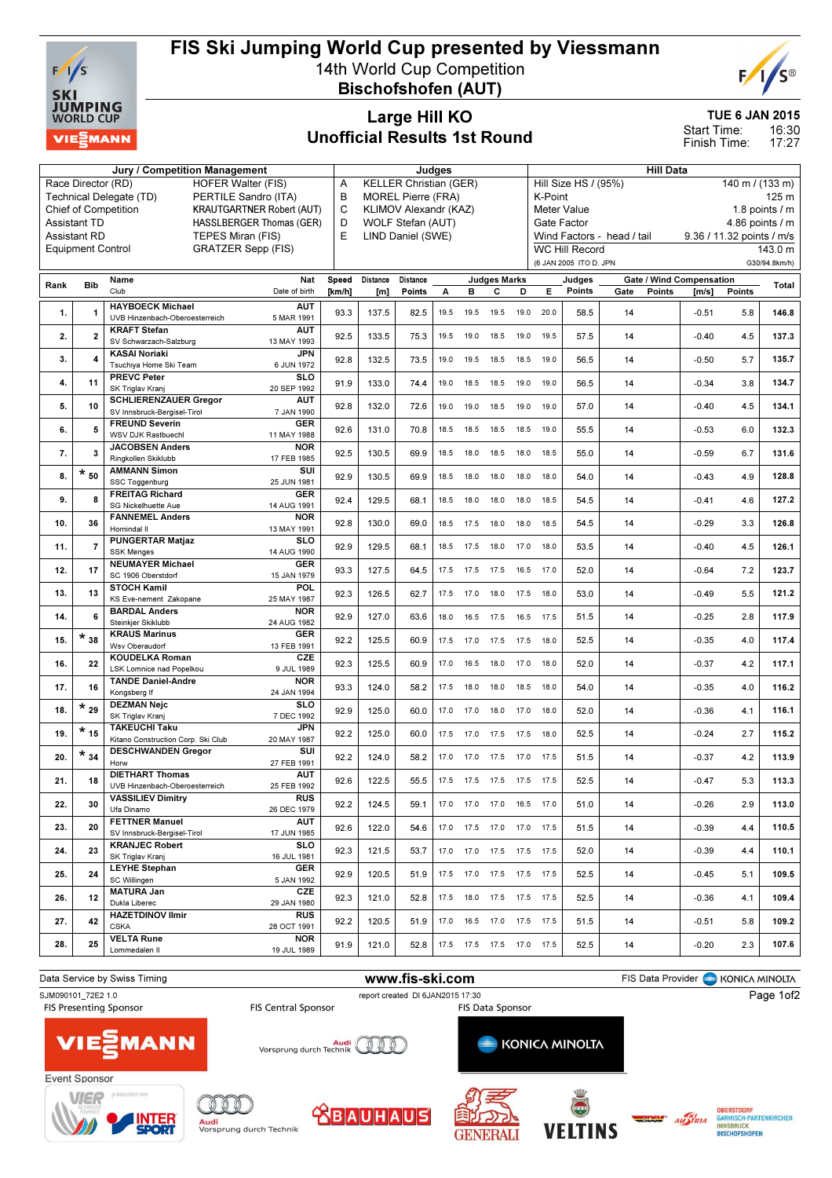# FIS Ski Jumping World Cup presented by Viessmann

## 14th World Cup Competition

## Bischofshofen (AUT)

### Large Hill KO

### Unofficial Results 1st Round

**TUE 6 JAN 2015**

Start Time: 16:30
Finish Time: 17:27

| Jury / Competition Management | | Judges | | Hill Data | |
|---|---|---|---|---|---|
| Race Director (RD) | HOFER Walter (FIS) | A | KELLER Christian (GER) | Hill Size HS / (95%) | 140 m / (133 m) |
| Technical Delegate (TD) | PERTILE Sandro (ITA) | B | MOREL Pierre (FRA) | K-Point | 125 m |
| Chief of Competition | KRAUTGARTNER Robert (AUT) | C | KLIMOV Alexandr (KAZ) | Meter Value | 1.8 points / m |
| Assistant TD | HASSLBERGER Thomas (GER) | D | WOLF Stefan (AUT) | Gate Factor | 4.86 points / m |
| Assistant RD | TEPES Miran (FIS) | E | LIND Daniel (SWE) | Wind Factors - head / tail | 9.36 / 11.32 points / m/s |
| Equipment Control | GRATZER Sepp (FIS) | | | WC Hill Record | 143.0 m |
| | | | | (6 JAN 2005 ITO D. JPN | G30/94.8km/h) |

| Rank | Bib | Name / Club | Nat / Date of birth | Speed [km/h] | Distance [m] | Distance Points | A | B | C | D | E | Judges Points | Gate | Gate Points | Wind [m/s] | Wind Points | Total |
|---|---|---|---|---|---|---|---|---|---|---|---|---|---|---|---|---|---|
| 1. | 1 | HAYBOECK Michael / UVB Hinzenbach-Oberoesterreich | AUT / 5 MAR 1991 | 93.3 | 137.5 | 82.5 | 19.5 | 19.5 | 19.5 | 19.0 | 20.0 | 58.5 | 14 | | -0.51 | 5.8 | 146.8 |
| 2. | 2 | KRAFT Stefan / SV Schwarzach-Salzburg | AUT / 13 MAY 1993 | 92.5 | 133.5 | 75.3 | 19.5 | 19.0 | 18.5 | 19.0 | 19.5 | 57.5 | 14 | | -0.40 | 4.5 | 137.3 |
| 3. | 4 | KASAI Noriaki / Tsuchiya Home Ski Team | JPN / 6 JUN 1972 | 92.8 | 132.5 | 73.5 | 19.0 | 19.5 | 18.5 | 18.5 | 19.0 | 56.5 | 14 | | -0.50 | 5.7 | 135.7 |
| 4. | 11 | PREVC Peter / SK Triglav Kranj | SLO / 20 SEP 1992 | 91.9 | 133.0 | 74.4 | 19.0 | 18.5 | 18.5 | 19.0 | 19.0 | 56.5 | 14 | | -0.34 | 3.8 | 134.7 |
| 5. | 10 | SCHLIERENZAUER Gregor / SV Innsbruck-Bergisel-Tirol | AUT / 7 JAN 1990 | 92.8 | 132.0 | 72.6 | 19.0 | 19.0 | 18.5 | 19.0 | 19.0 | 57.0 | 14 | | -0.40 | 4.5 | 134.1 |
| 6. | 5 | FREUND Severin / WSV DJK Rastbuechl | GER / 11 MAY 1988 | 92.6 | 131.0 | 70.8 | 18.5 | 18.5 | 18.5 | 18.5 | 19.0 | 55.5 | 14 | | -0.53 | 6.0 | 132.3 |
| 7. | 3 | JACOBSEN Anders / Ringkollen Skiklubb | NOR / 17 FEB 1985 | 92.5 | 130.5 | 69.9 | 18.5 | 18.0 | 18.5 | 18.0 | 18.5 | 55.0 | 14 | | -0.59 | 6.7 | 131.6 |
| 8. | * 50 | AMMANN Simon / SSC Toggenburg | SUI / 25 JUN 1981 | 92.9 | 130.5 | 69.9 | 18.5 | 18.0 | 18.0 | 18.0 | 18.0 | 54.0 | 14 | | -0.43 | 4.9 | 128.8 |
| 9. | 8 | FREITAG Richard / SG Nickelhuette Aue | GER / 14 AUG 1991 | 92.4 | 129.5 | 68.1 | 18.5 | 18.0 | 18.0 | 18.0 | 18.5 | 54.5 | 14 | | -0.41 | 4.6 | 127.2 |
| 10. | 36 | FANNEMEL Anders / Hornindal Il | NOR / 13 MAY 1991 | 92.8 | 130.0 | 69.0 | 18.5 | 17.5 | 18.0 | 18.0 | 18.5 | 54.5 | 14 | | -0.29 | 3.3 | 126.8 |
| 11. | 7 | PUNGERTAR Matjaz / SSK Menges | SLO / 14 AUG 1990 | 92.9 | 129.5 | 68.1 | 18.5 | 17.5 | 18.0 | 17.0 | 18.0 | 53.5 | 14 | | -0.40 | 4.5 | 126.1 |
| 12. | 17 | NEUMAYER Michael / SC 1906 Oberstdorf | GER / 15 JAN 1979 | 93.3 | 127.5 | 64.5 | 17.5 | 17.5 | 17.5 | 16.5 | 17.0 | 52.0 | 14 | | -0.64 | 7.2 | 123.7 |
| 13. | 13 | STOCH Kamil / KS Eve-nement Zakopane | POL / 25 MAY 1987 | 92.3 | 126.5 | 62.7 | 17.5 | 17.0 | 18.0 | 17.5 | 18.0 | 53.0 | 14 | | -0.49 | 5.5 | 121.2 |
| 14. | 6 | BARDAL Anders / Steinkjer Skiklubb | NOR / 24 AUG 1982 | 92.9 | 127.0 | 63.6 | 18.0 | 16.5 | 17.5 | 16.5 | 17.5 | 51.5 | 14 | | -0.25 | 2.8 | 117.9 |
| 15. | * 38 | KRAUS Marinus / Wsv Oberaudorf | GER / 13 FEB 1991 | 92.2 | 125.5 | 60.9 | 17.5 | 17.0 | 17.5 | 17.5 | 18.0 | 52.5 | 14 | | -0.35 | 4.0 | 117.4 |
| 16. | 22 | KOUDELKA Roman / LSK Lomnice nad Popelkou | CZE / 9 JUL 1989 | 92.3 | 125.5 | 60.9 | 17.0 | 16.5 | 18.0 | 17.0 | 18.0 | 52.0 | 14 | | -0.37 | 4.2 | 117.1 |
| 17. | 16 | TANDE Daniel-Andre / Kongsberg If | NOR / 24 JAN 1994 | 93.3 | 124.0 | 58.2 | 17.5 | 18.0 | 18.0 | 18.5 | 18.0 | 54.0 | 14 | | -0.35 | 4.0 | 116.2 |
| 18. | * 29 | DEZMAN Nejc / SK Triglav Kranj | SLO / 7 DEC 1992 | 92.9 | 125.0 | 60.0 | 17.0 | 17.0 | 18.0 | 17.0 | 18.0 | 52.0 | 14 | | -0.36 | 4.1 | 116.1 |
| 19. | * 15 | TAKEUCHI Taku / Kitano Construction Corp. Ski Club | JPN / 20 MAY 1987 | 92.2 | 125.0 | 60.0 | 17.5 | 17.0 | 17.5 | 17.5 | 18.0 | 52.5 | 14 | | -0.24 | 2.7 | 115.2 |
| 20. | * 34 | DESCHWANDEN Gregor / Horw | SUI / 27 FEB 1991 | 92.2 | 124.0 | 58.2 | 17.0 | 17.0 | 17.5 | 17.0 | 17.5 | 51.5 | 14 | | -0.37 | 4.2 | 113.9 |
| 21. | 18 | DIETHART Thomas / UVB Hinzenbach-Oberoesterreich | AUT / 25 FEB 1992 | 92.6 | 122.5 | 55.5 | 17.5 | 17.5 | 17.5 | 17.5 | 17.5 | 52.5 | 14 | | -0.47 | 5.3 | 113.3 |
| 22. | 30 | VASSILIEV Dimitry / Ufa Dinamo | RUS / 26 DEC 1979 | 92.2 | 124.5 | 59.1 | 17.0 | 17.0 | 17.0 | 16.5 | 17.0 | 51.0 | 14 | | -0.26 | 2.9 | 113.0 |
| 23. | 20 | FETTNER Manuel / SV Innsbruck-Bergisel-Tirol | AUT / 17 JUN 1985 | 92.6 | 122.0 | 54.6 | 17.0 | 17.5 | 17.0 | 17.0 | 17.5 | 51.5 | 14 | | -0.39 | 4.4 | 110.5 |
| 24. | 23 | KRANJEC Robert / SK Triglav Kranj | SLO / 16 JUL 1981 | 92.3 | 121.5 | 53.7 | 17.0 | 17.0 | 17.5 | 17.5 | 17.5 | 52.0 | 14 | | -0.39 | 4.4 | 110.1 |
| 25. | 24 | LEYHE Stephan / SC Willingen | GER / 5 JAN 1992 | 92.9 | 120.5 | 51.9 | 17.5 | 17.0 | 17.5 | 17.5 | 17.5 | 52.5 | 14 | | -0.45 | 5.1 | 109.5 |
| 26. | 12 | MATURA Jan / Dukla Liberec | CZE / 29 JAN 1980 | 92.3 | 121.0 | 52.8 | 17.5 | 18.0 | 17.5 | 17.5 | 17.5 | 52.5 | 14 | | -0.36 | 4.1 | 109.4 |
| 27. | 42 | HAZETDINOV Ilmir / CSKA | RUS / 28 OCT 1991 | 92.2 | 120.5 | 51.9 | 17.0 | 16.5 | 17.0 | 17.5 | 17.5 | 51.5 | 14 | | -0.51 | 5.8 | 109.2 |
| 28. | 25 | VELTA Rune / Lommedalen Il | NOR / 19 JUL 1989 | 91.9 | 121.0 | 52.8 | 17.5 | 17.5 | 17.5 | 17.0 | 17.5 | 52.5 | 14 | | -0.20 | 2.3 | 107.6 |

Data Service by Swiss Timing — www.fis-ski.com — FIS Data Provider KONICA MINOLTA

SJM090101_72E2 1.0 — report created DI 6JAN2015 17:30

FIS Presenting Sponsor: VIESSMANN — FIS Central Sponsor: Audi Vorsprung durch Technik — FIS Data Sponsor: KONICA MINOLTA

Event Sponsor: VIER SCHANZEN TOURNEE, INTERSPORT, Audi Vorsprung durch Technik, BAUHAUS, GENERALI, VELTINS, OBERSTDORF GARMISCH-PARTENKIRCHEN INNSBRUCK BISCHOFSHOFEN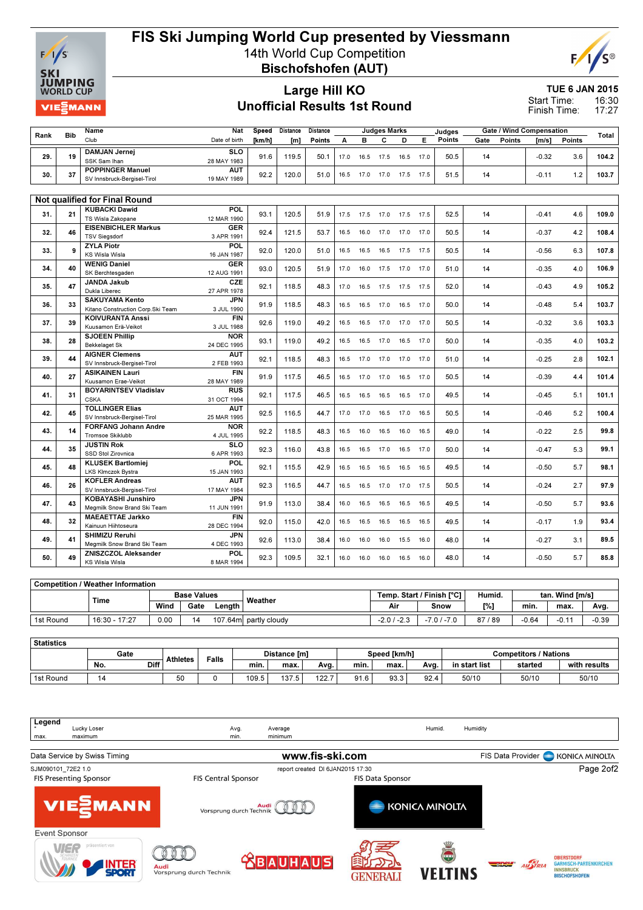# FIS Ski Jumping World Cup presented by Viessmann

14th World Cup Competition

**Bischofshofen (AUT)**

## Large Hill KO

## Unofficial Results 1st Round

TUE 6 JAN 2015

Start Time: 16:30

Finish Time: 17:27

| Rank | Bib | Name / Club | Nat / Date of birth | Speed [km/h] | Distance [m] | Distance Points | A | B | C | D | E | Judges Points | Gate | Gate Points | Wind [m/s] | Wind Points | Total |
|---|---|---|---|---|---|---|---|---|---|---|---|---|---|---|---|---|---|
| 29. | 19 | DAMJAN Jernej / SSK Sam Ihan | SLO / 28 MAY 1983 | 91.6 | 119.5 | 50.1 | 17.0 | 16.5 | 17.5 | 16.5 | 17.0 | 50.5 | 14 | | -0.32 | 3.6 | 104.2 |
| 30. | 37 | POPPINGER Manuel / SV Innsbruck-Bergisel-Tirol | AUT / 19 MAY 1989 | 92.2 | 120.0 | 51.0 | 16.5 | 17.0 | 17.0 | 17.5 | 17.5 | 51.5 | 14 | | -0.11 | 1.2 | 103.7 |
| **Not qualified for Final Round** | | | | | | | | | | | | | | | | | |
| 31. | 21 | KUBACKI Dawid / TS Wisla Zakopane | POL / 12 MAR 1990 | 93.1 | 120.5 | 51.9 | 17.5 | 17.5 | 17.0 | 17.5 | 17.5 | 52.5 | 14 | | -0.41 | 4.6 | 109.0 |
| 32. | 46 | EISENBICHLER Markus / TSV Siegsdorf | GER / 3 APR 1991 | 92.4 | 121.5 | 53.7 | 16.5 | 16.0 | 17.0 | 17.0 | 17.0 | 50.5 | 14 | | -0.37 | 4.2 | 108.4 |
| 33. | 9 | ZYLA Piotr / KS Wisla Wisla | POL / 16 JAN 1987 | 92.0 | 120.0 | 51.0 | 16.5 | 16.5 | 16.5 | 17.5 | 17.5 | 50.5 | 14 | | -0.56 | 6.3 | 107.8 |
| 34. | 40 | WENIG Daniel / SK Berchtesgaden | GER / 12 AUG 1991 | 93.0 | 120.5 | 51.9 | 17.0 | 16.0 | 17.5 | 17.0 | 17.0 | 51.0 | 14 | | -0.35 | 4.0 | 106.9 |
| 35. | 47 | JANDA Jakub / Dukla Liberec | CZE / 27 APR 1978 | 92.1 | 118.5 | 48.3 | 17.0 | 16.5 | 17.5 | 17.5 | 17.5 | 52.0 | 14 | | -0.43 | 4.9 | 105.2 |
| 36. | 33 | SAKUYAMA Kento / Kitano Construction Corp.Ski Team | JPN / 3 JUL 1990 | 91.9 | 118.5 | 48.3 | 16.5 | 16.5 | 17.0 | 16.5 | 17.0 | 50.0 | 14 | | -0.48 | 5.4 | 103.7 |
| 37. | 39 | KOIVURANTA Anssi / Kuusamon Erä-Veikot | FIN / 3 JUL 1988 | 92.6 | 119.0 | 49.2 | 16.5 | 16.5 | 17.0 | 17.0 | 17.0 | 50.5 | 14 | | -0.32 | 3.6 | 103.3 |
| 38. | 28 | SJOEEN Phillip / Bekkelaget Sk | NOR / 24 DEC 1995 | 93.1 | 119.0 | 49.2 | 16.5 | 16.5 | 17.0 | 16.5 | 17.0 | 50.0 | 14 | | -0.35 | 4.0 | 103.2 |
| 39. | 44 | AIGNER Clemens / SV Innsbruck-Bergisel-Tirol | AUT / 2 FEB 1993 | 92.1 | 118.5 | 48.3 | 16.5 | 17.0 | 17.0 | 17.0 | 17.0 | 51.0 | 14 | | -0.25 | 2.8 | 102.1 |
| 40. | 27 | ASIKAINEN Lauri / Kuusamon Erae-Veikot | FIN / 28 MAY 1989 | 91.9 | 117.5 | 46.5 | 16.5 | 17.0 | 17.0 | 16.5 | 17.0 | 50.5 | 14 | | -0.39 | 4.4 | 101.4 |
| 41. | 31 | BOYARINTSEV Vladislav / CSKA | RUS / 31 OCT 1994 | 92.1 | 117.5 | 46.5 | 16.5 | 16.5 | 16.5 | 16.5 | 17.0 | 49.5 | 14 | | -0.45 | 5.1 | 101.1 |
| 42. | 45 | TOLLINGER Elias / SV Innsbruck-Bergisel-Tirol | AUT / 25 MAR 1995 | 92.5 | 116.5 | 44.7 | 17.0 | 17.0 | 16.5 | 17.0 | 16.5 | 50.5 | 14 | | -0.46 | 5.2 | 100.4 |
| 43. | 14 | FORFANG Johann Andre / Tromsoe Skiklubb | NOR / 4 JUL 1995 | 92.2 | 118.5 | 48.3 | 16.5 | 16.0 | 16.5 | 16.0 | 16.5 | 49.0 | 14 | | -0.22 | 2.5 | 99.8 |
| 44. | 35 | JUSTIN Rok / SSD Stol Zirovnica | SLO / 6 APR 1993 | 92.3 | 116.0 | 43.8 | 16.5 | 16.5 | 17.0 | 16.5 | 17.0 | 50.0 | 14 | | -0.47 | 5.3 | 99.1 |
| 45. | 48 | KLUSEK Bartlomiej / LKS Klmczok Bystra | POL / 15 JAN 1993 | 92.1 | 115.5 | 42.9 | 16.5 | 16.5 | 16.5 | 16.5 | 16.5 | 49.5 | 14 | | -0.50 | 5.7 | 98.1 |
| 46. | 26 | KOFLER Andreas / SV Innsbruck-Bergisel-Tirol | AUT / 17 MAY 1984 | 92.3 | 116.5 | 44.7 | 16.5 | 16.5 | 17.0 | 17.0 | 17.5 | 50.5 | 14 | | -0.24 | 2.7 | 97.9 |
| 47. | 43 | KOBAYASHI Junshiro / Megmilk Snow Brand Ski Team | JPN / 11 JUN 1991 | 91.9 | 113.0 | 38.4 | 16.0 | 16.5 | 16.5 | 16.5 | 16.5 | 49.5 | 14 | | -0.50 | 5.7 | 93.6 |
| 48. | 32 | MAEAETTAE Jarkko / Kainuun Hiihtoseura | FIN / 28 DEC 1994 | 92.0 | 115.0 | 42.0 | 16.5 | 16.5 | 16.5 | 16.5 | 16.5 | 49.5 | 14 | | -0.17 | 1.9 | 93.4 |
| 49. | 41 | SHIMIZU Reruhi / Megmilk Snow Brand Ski Team | JPN / 4 DEC 1993 | 92.6 | 113.0 | 38.4 | 16.0 | 16.0 | 16.0 | 15.5 | 16.0 | 48.0 | 14 | | -0.27 | 3.1 | 89.5 |
| 50. | 49 | ZNISZCZOL Aleksander / KS Wisla Wisla | POL / 8 MAR 1994 | 92.3 | 109.5 | 32.1 | 16.0 | 16.0 | 16.0 | 16.5 | 16.0 | 48.0 | 14 | | -0.50 | 5.7 | 85.8 |

**Competition / Weather Information**

| | Time | Base Values Wind | Base Values Gate | Base Values Length | Weather | Temp. Start / Finish [°C] Air | Temp. Start / Finish [°C] Snow | Humid. [%] | tan. Wind [m/s] min. | tan. Wind [m/s] max. | tan. Wind [m/s] Avg. |
|---|---|---|---|---|---|---|---|---|---|---|---|
| 1st Round | 16:30 - 17:27 | 0.00 | 14 | 107.64m | partly cloudy | -2.0 / -2.3 | -7.0 / -7.0 | 87 / 89 | -0.64 | -0.11 | -0.39 |

**Statistics**

| | Gate No. | Gate Diff | Athletes | Falls | Distance [m] min. | Distance [m] max. | Distance [m] Avg. | Speed [km/h] min. | Speed [km/h] max. | Speed [km/h] Avg. | Competitors / Nations in start list | Competitors / Nations started | Competitors / Nations with results |
|---|---|---|---|---|---|---|---|---|---|---|---|---|---|
| 1st Round | 14 | | 50 | 0 | 109.5 | 137.5 | 122.7 | 91.6 | 93.3 | 92.4 | 50/10 | 50/10 | 50/10 |

**Legend**

| | | | | | |
|---|---|---|---|---|---|
| * | Lucky Loser | Avg. | Average | Humid. | Humidity |
| max. | maximum | min. | minimum | | |

Data Service by Swiss Timing — www.fis-ski.com — FIS Data Provider KONICA MINOLTA

SJM090101_72E2 1.0 — report created DI 6JAN2015 17:30

FIS Presenting Sponsor: VIESSMANN — FIS Central Sponsor: Audi Vorsprung durch Technik — FIS Data Sponsor: KONICA MINOLTA

Event Sponsor